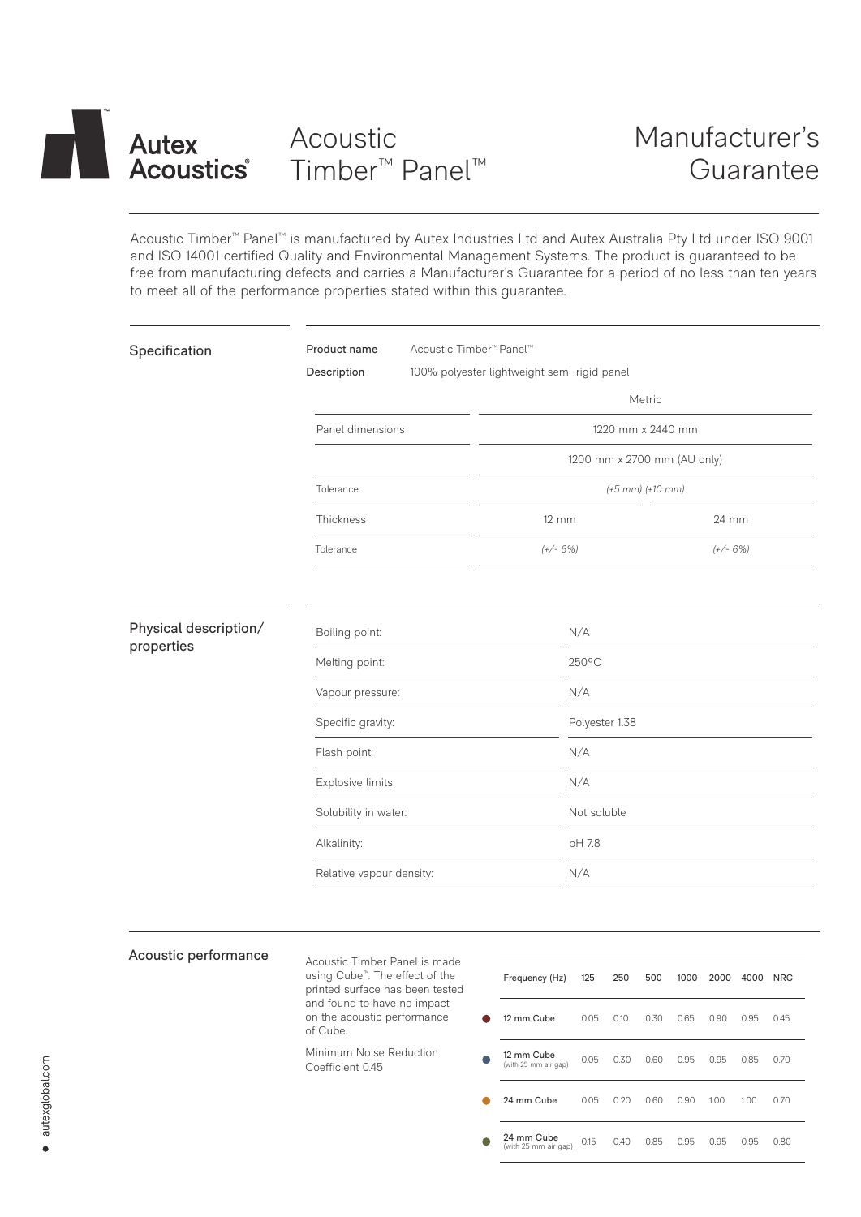# Autex Acoustics® Acoustic Timber™ Panel™ — Manufacturer's Guarantee

Acoustic Timber™ Panel™ is manufactured by Autex Industries Ltd and Autex Australia Pty Ltd under ISO 9001 and ISO 14001 certified Quality and Environmental Management Systems. The product is guaranteed to be free from manufacturing defects and carries a Manufacturer's Guarantee for a period of no less than ten years to meet all of the performance properties stated within this guarantee.

## Specification

**Product name** Acoustic Timber™ Panel™

**Description** 100% polyester lightweight semi-rigid panel

| | Metric | |
|---|---|---|
| Panel dimensions | 1220 mm x 2440 mm | |
| | 1200 mm x 2700 mm (AU only) | |
| Tolerance | *(+5 mm) (+10 mm)* | |
| Thickness | 12 mm | 24 mm |
| Tolerance | *(+/- 6%)* | *(+/- 6%)* |

## Physical description/properties

| Property | Value |
|---|---|
| Boiling point: | N/A |
| Melting point: | 250ºC |
| Vapour pressure: | N/A |
| Specific gravity: | Polyester 1.38 |
| Flash point: | N/A |
| Explosive limits: | N/A |
| Solubility in water: | Not soluble |
| Alkalinity: | pH 7.8 |
| Relative vapour density: | N/A |

## Acoustic performance

Acoustic Timber Panel is made using Cube™. The effect of the printed surface has been tested and found to have no impact on the acoustic performance of Cube.

Minimum Noise Reduction Coefficient 0.45

| Frequency (Hz) | 125 | 250 | 500 | 1000 | 2000 | 4000 | NRC |
|---|---|---|---|---|---|---|---|
| 12 mm Cube | 0.05 | 0.10 | 0.30 | 0.65 | 0.90 | 0.95 | 0.45 |
| 12 mm Cube (with 25 mm air gap) | 0.05 | 0.30 | 0.60 | 0.95 | 0.95 | 0.85 | 0.70 |
| 24 mm Cube | 0.05 | 0.20 | 0.60 | 0.90 | 1.00 | 1.00 | 0.70 |
| 24 mm Cube (with 25 mm air gap) | 0.15 | 0.40 | 0.85 | 0.95 | 0.95 | 0.95 | 0.80 |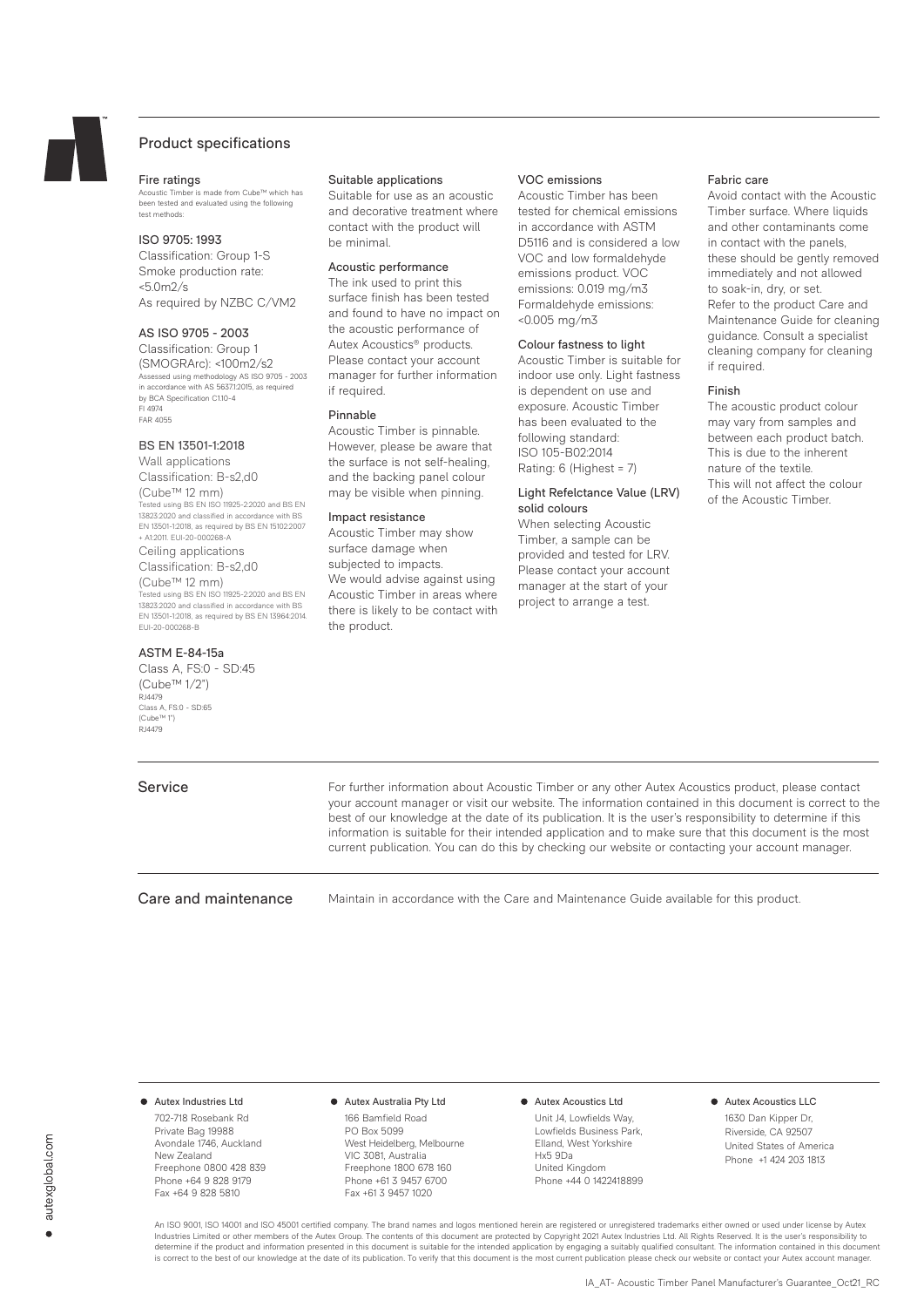## Product specifications

### Fire ratings

Acoustic Timber is made from Cube™ which has been tested and evaluated using the following test methods:

**ISO 9705: 1993**

Classification: Group 1-S
Smoke production rate: <5.0m2/s
As required by NZBC C/VM2

**AS ISO 9705 - 2003**

Classification: Group 1
(SMOGRArc): <100m2/s2
Assessed using methodology AS ISO 9705 - 2003 in accordance with AS 5637.1:2015, as required by BCA Specification C1.10-4
FI 4974
FAR 4055

**BS EN 13501-1:2018**

Wall applications
Classification: B-s2,d0
(Cube™ 12 mm)
Tested using BS EN ISO 11925-2:2020 and BS EN 13823:2020 and classified in accordance with BS EN 13501-1:2018, as required by BS EN 15102:2007 + A1:2011. EUI-20-000268-A

Ceiling applications
Classification: B-s2,d0
(Cube™ 12 mm)
Tested using BS EN ISO 11925-2:2020 and BS EN 13823:2020 and classified in accordance with BS EN 13501-1:2018, as required by BS EN 13964:2014. EUI-20-000268-B

**ASTM E-84-15a**

Class A, FS:0 - SD:45
(Cube™ 1/2")
RJ4479
Class A, FS:0 - SD:65
(Cube™ 1")
RJ4479

### Suitable applications

Suitable for use as an acoustic and decorative treatment where contact with the product will be minimal.

### Acoustic performance

The ink used to print this surface finish has been tested and found to have no impact on the acoustic performance of Autex Acoustics® products. Please contact your account manager for further information if required.

### Pinnable

Acoustic Timber is pinnable. However, please be aware that the surface is not self-healing, and the backing panel colour may be visible when pinning.

### Impact resistance

Acoustic Timber may show surface damage when subjected to impacts.
We would advise against using Acoustic Timber in areas where there is likely to be contact with the product.

### VOC emissions

Acoustic Timber has been tested for chemical emissions in accordance with ASTM D5116 and is considered a low VOC and low formaldehyde emissions product. VOC emissions: 0.019 mg/m3
Formaldehyde emissions: <0.005 mg/m3

### Colour fastness to light

Acoustic Timber is suitable for indoor use only. Light fastness is dependent on use and exposure. Acoustic Timber has been evaluated to the following standard:
ISO 105-B02:2014
Rating: 6 (Highest = 7)

### Light Refelctance Value (LRV) solid colours

When selecting Acoustic Timber, a sample can be provided and tested for LRV. Please contact your account manager at the start of your project to arrange a test.

### Fabric care

Avoid contact with the Acoustic Timber surface. Where liquids and other contaminants come in contact with the panels, these should be gently removed immediately and not allowed to soak-in, dry, or set.
Refer to the product Care and Maintenance Guide for cleaning guidance. Consult a specialist cleaning company for cleaning if required.

### Finish

The acoustic product colour may vary from samples and between each product batch. This is due to the inherent nature of the textile.
This will not affect the colour of the Acoustic Timber.

## Service

For further information about Acoustic Timber or any other Autex Acoustics product, please contact your account manager or visit our website. The information contained in this document is correct to the best of our knowledge at the date of its publication. It is the user's responsibility to determine if this information is suitable for their intended application and to make sure that this document is the most current publication. You can do this by checking our website or contacting your account manager.

## Care and maintenance

Maintain in accordance with the Care and Maintenance Guide available for this product.

**Autex Industries Ltd**
702-718 Rosebank Rd
Private Bag 19988
Avondale 1746, Auckland
New Zealand
Freephone 0800 428 839
Phone +64 9 828 9179
Fax +64 9 828 5810

**Autex Australia Pty Ltd**
166 Bamfield Road
PO Box 5099
West Heidelberg, Melbourne
VIC 3081, Australia
Freephone 1800 678 160
Phone +61 3 9457 6700
Fax +61 3 9457 1020

**Autex Acoustics Ltd**
Unit J4, Lowfields Way,
Lowfields Business Park,
Elland, West Yorkshire
Hx5 9Da
United Kingdom
Phone +44 0 1422418899

**Autex Acoustics LLC**
1630 Dan Kipper Dr,
Riverside, CA 92507
United States of America
Phone +1 424 203 1813

autexglobal.com

An ISO 9001, ISO 14001 and ISO 45001 certified company. The brand names and logos mentioned herein are registered or unregistered trademarks either owned or used under license by Autex Industries Limited or other members of the Autex Group. The contents of this document are protected by Copyright 2021 Autex Industries Ltd. All Rights Reserved. It is the user's responsibility to determine if the product and information presented in this document is suitable for the intended application by engaging a suitably qualified consultant. The information contained in this document is correct to the best of our knowledge at the date of its publication. To verify that this document is the most current publication please check our website or contact your Autex account manager.

IA_AT- Acoustic Timber Panel Manufacturer's Guarantee_Oct21_RC